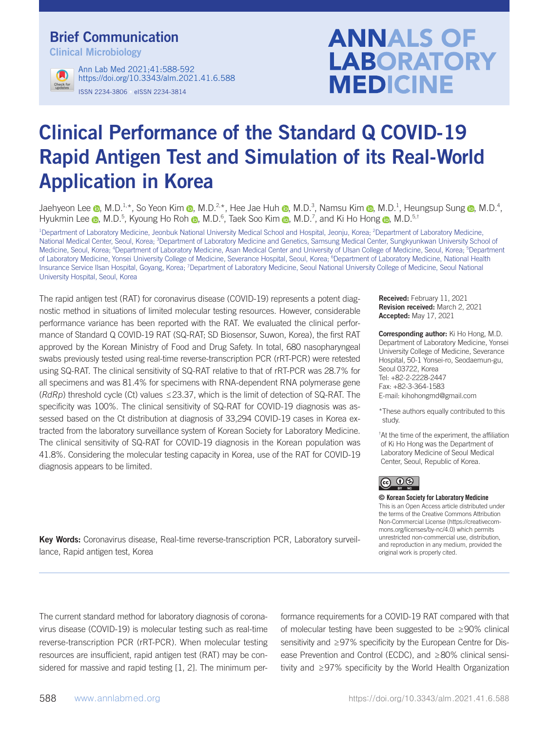Brief Communication
Clinical Microbiology

# Clinical Performance of the Standard Q COVID-19 Rapid Antigen Test and Simulation of its Real-World Application in Korea

Jaehyeon Lee, M.D.[1,*], So Yeon Kim, M.D.[2,*], Hee Jae Huh, M.D.[3], Namsu Kim, M.D.[1], Heungsup Sung, M.D.[4], Hyukmin Lee, M.D.[5], Kyoung Ho Roh, M.D.[6], Taek Soo Kim, M.D.[7], and Ki Ho Hong, M.D.[5,†]

[1]Department of Laboratory Medicine, Jeonbuk National University Medical School and Hospital, Jeonju, Korea; [2]Department of Laboratory Medicine, National Medical Center, Seoul, Korea; [3]Department of Laboratory Medicine and Genetics, Samsung Medical Center, Sungkyunkwan University School of Medicine, Seoul, Korea; [4]Department of Laboratory Medicine, Asan Medical Center and University of Ulsan College of Medicine, Seoul, Korea; [5]Department of Laboratory Medicine, Yonsei University College of Medicine, Severance Hospital, Seoul, Korea; [6]Department of Laboratory Medicine, National Health Insurance Service Ilsan Hospital, Goyang, Korea; [7]Department of Laboratory Medicine, Seoul National University College of Medicine, Seoul National University Hospital, Seoul, Korea

The rapid antigen test (RAT) for coronavirus disease (COVID-19) represents a potent diagnostic method in situations of limited molecular testing resources. However, considerable performance variance has been reported with the RAT. We evaluated the clinical performance of Standard Q COVID-19 RAT (SQ-RAT; SD Biosensor, Suwon, Korea), the first RAT approved by the Korean Ministry of Food and Drug Safety. In total, 680 nasopharyngeal swabs previously tested using real-time reverse-transcription PCR (rRT-PCR) were retested using SQ-RAT. The clinical sensitivity of SQ-RAT relative to that of rRT-PCR was 28.7% for all specimens and was 81.4% for specimens with RNA-dependent RNA polymerase gene (*RdRp*) threshold cycle (Ct) values ≤23.37, which is the limit of detection of SQ-RAT. The specificity was 100%. The clinical sensitivity of SQ-RAT for COVID-19 diagnosis was assessed based on the Ct distribution at diagnosis of 33,294 COVID-19 cases in Korea extracted from the laboratory surveillance system of Korean Society for Laboratory Medicine. The clinical sensitivity of SQ-RAT for COVID-19 diagnosis in the Korean population was 41.8%. Considering the molecular testing capacity in Korea, use of the RAT for COVID-19 diagnosis appears to be limited.

**Key Words:** Coronavirus disease, Real-time reverse-transcription PCR, Laboratory surveillance, Rapid antigen test, Korea

**Received:** February 11, 2021
**Revision received:** March 2, 2021
**Accepted:** May 17, 2021

**Corresponding author:** Ki Ho Hong, M.D.
Department of Laboratory Medicine, Yonsei University College of Medicine, Severance Hospital, 50-1 Yonsei-ro, Seodaemun-gu, Seoul 03722, Korea
Tel: +82-2-2228-2447
Fax: +82-3-364-1583
E-mail: kihohongmd@gmail.com

*These authors equally contributed to this study.

†At the time of the experiment, the affiliation of Ki Ho Hong was the Department of Laboratory Medicine of Seoul Medical Center, Seoul, Republic of Korea.

**© Korean Society for Laboratory Medicine**
This is an Open Access article distributed under the terms of the Creative Commons Attribution Non-Commercial License (https://creativecommons.org/licenses/by-nc/4.0) which permits unrestricted non-commercial use, distribution, and reproduction in any medium, provided the original work is properly cited.

The current standard method for laboratory diagnosis of coronavirus disease (COVID-19) is molecular testing such as real-time reverse-transcription PCR (rRT-PCR). When molecular testing resources are insufficient, rapid antigen test (RAT) may be considered for massive and rapid testing [1, 2]. The minimum performance requirements for a COVID-19 RAT compared with that of molecular testing have been suggested to be ≥90% clinical sensitivity and ≥97% specificity by the European Centre for Disease Prevention and Control (ECDC), and ≥80% clinical sensitivity and ≥97% specificity by the World Health Organization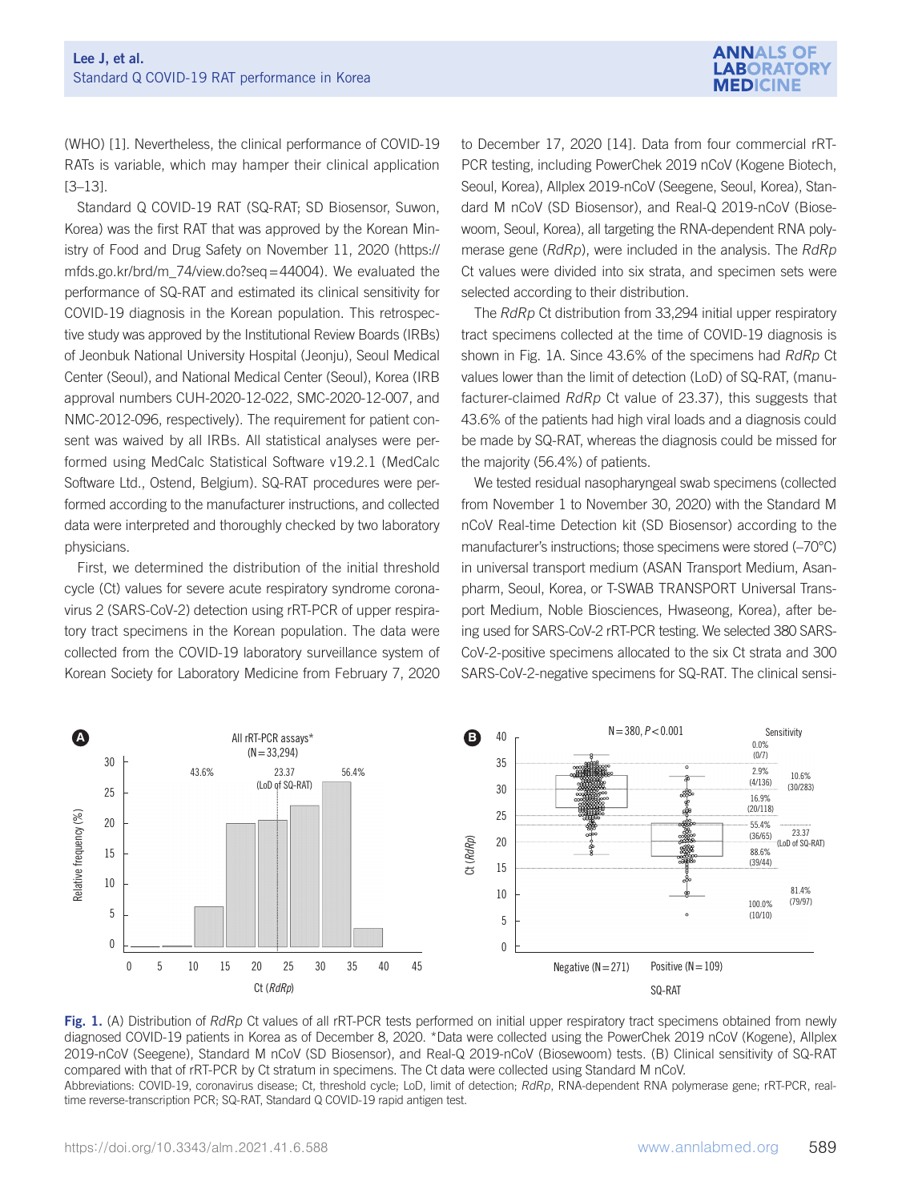(WHO) [1]. Nevertheless, the clinical performance of COVID-19 RATs is variable, which may hamper their clinical application [3–13].

Standard Q COVID-19 RAT (SQ-RAT; SD Biosensor, Suwon, Korea) was the first RAT that was approved by the Korean Ministry of Food and Drug Safety on November 11, 2020 (https://mfds.go.kr/brd/m_74/view.do?seq=44004). We evaluated the performance of SQ-RAT and estimated its clinical sensitivity for COVID-19 diagnosis in the Korean population. This retrospective study was approved by the Institutional Review Boards (IRBs) of Jeonbuk National University Hospital (Jeonju), Seoul Medical Center (Seoul), and National Medical Center (Seoul), Korea (IRB approval numbers CUH-2020-12-022, SMC-2020-12-007, and NMC-2012-096, respectively). The requirement for patient consent was waived by all IRBs. All statistical analyses were performed using MedCalc Statistical Software v19.2.1 (MedCalc Software Ltd., Ostend, Belgium). SQ-RAT procedures were performed according to the manufacturer instructions, and collected data were interpreted and thoroughly checked by two laboratory physicians.

First, we determined the distribution of the initial threshold cycle (Ct) values for severe acute respiratory syndrome coronavirus 2 (SARS-CoV-2) detection using rRT-PCR of upper respiratory tract specimens in the Korean population. The data were collected from the COVID-19 laboratory surveillance system of Korean Society for Laboratory Medicine from February 7, 2020 to December 17, 2020 [14]. Data from four commercial rRT-PCR testing, including PowerChek 2019 nCoV (Kogene Biotech, Seoul, Korea), Allplex 2019-nCoV (Seegene, Seoul, Korea), Standard M nCoV (SD Biosensor), and Real-Q 2019-nCoV (Biosewoom, Seoul, Korea), all targeting the RNA-dependent RNA polymerase gene (*RdRp*), were included in the analysis. The *RdRp* Ct values were divided into six strata, and specimen sets were selected according to their distribution.

The *RdRp* Ct distribution from 33,294 initial upper respiratory tract specimens collected at the time of COVID-19 diagnosis is shown in Fig. 1A. Since 43.6% of the specimens had *RdRp* Ct values lower than the limit of detection (LoD) of SQ-RAT, (manufacturer-claimed *RdRp* Ct value of 23.37), this suggests that 43.6% of the patients had high viral loads and a diagnosis could be made by SQ-RAT, whereas the diagnosis could be missed for the majority (56.4%) of patients.

We tested residual nasopharyngeal swab specimens (collected from November 1 to November 30, 2020) with the Standard M nCoV Real-time Detection kit (SD Biosensor) according to the manufacturer's instructions; those specimens were stored (–70°C) in universal transport medium (ASAN Transport Medium, Asanpharm, Seoul, Korea, or T-SWAB TRANSPORT Universal Transport Medium, Noble Biosciences, Hwaseong, Korea), after being used for SARS-CoV-2 rRT-PCR testing. We selected 380 SARS-CoV-2-positive specimens allocated to the six Ct strata and 300 SARS-CoV-2-negative specimens for SQ-RAT. The clinical sensi-

**Fig. 1.** (A) Distribution of *RdRp* Ct values of all rRT-PCR tests performed on initial upper respiratory tract specimens obtained from newly diagnosed COVID-19 patients in Korea as of December 8, 2020. *Data were collected using the PowerChek 2019 nCoV (Kogene), Allplex 2019-nCoV (Seegene), Standard M nCoV (SD Biosensor), and Real-Q 2019-nCoV (Biosewoom) tests. (B) Clinical sensitivity of SQ-RAT compared with that of rRT-PCR by Ct stratum in specimens. The Ct data were collected using Standard M nCoV.

Abbreviations: COVID-19, coronavirus disease; Ct, threshold cycle; LoD, limit of detection; *RdRp*, RNA-dependent RNA polymerase gene; rRT-PCR, real-time reverse-transcription PCR; SQ-RAT, Standard Q COVID-19 rapid antigen test.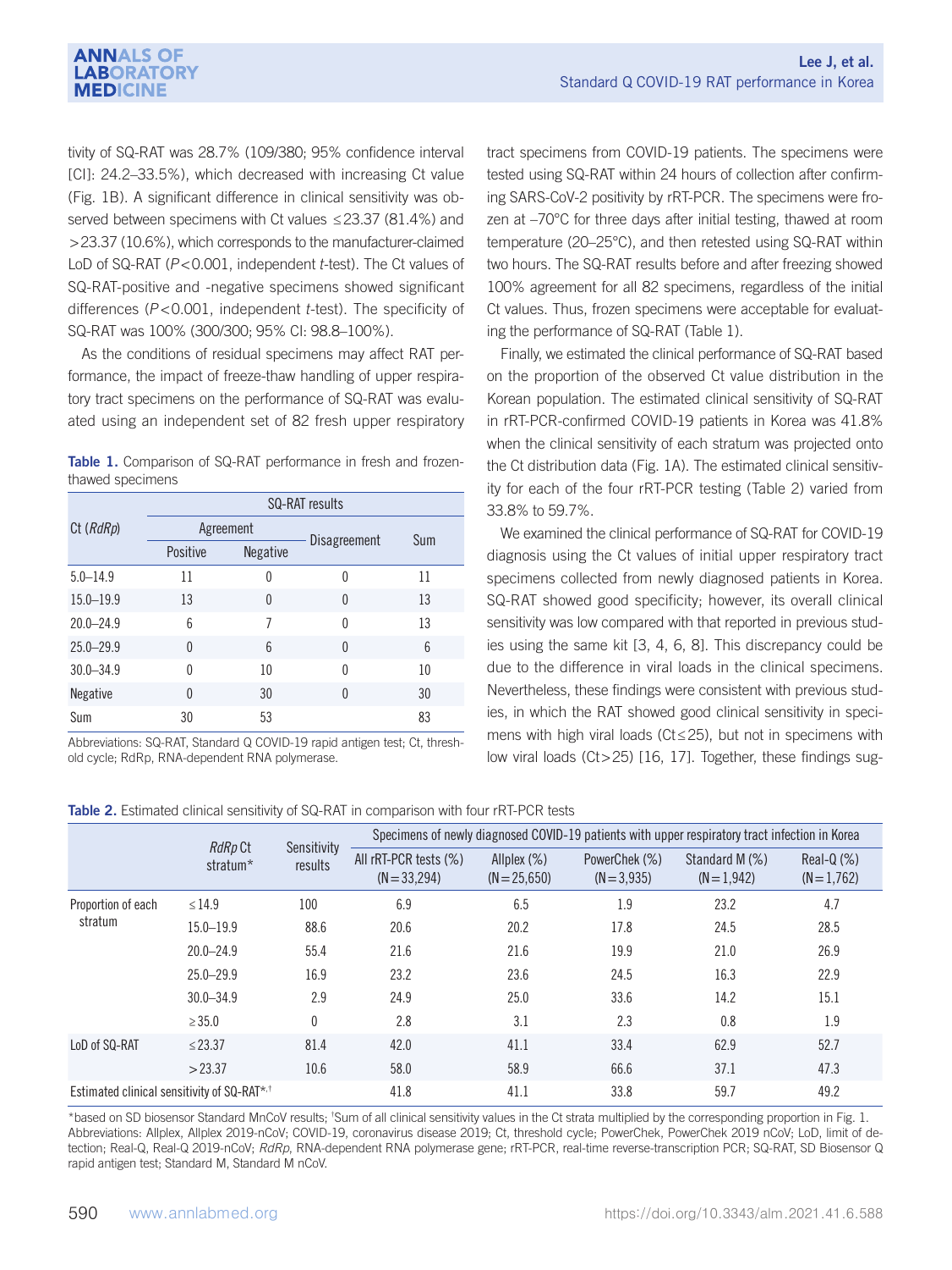tivity of SQ-RAT was 28.7% (109/380; 95% confidence interval [CI]: 24.2–33.5%), which decreased with increasing Ct value (Fig. 1B). A significant difference in clinical sensitivity was observed between specimens with Ct values ≤23.37 (81.4%) and >23.37 (10.6%), which corresponds to the manufacturer-claimed LoD of SQ-RAT ($P<0.001$, independent $t$-test). The Ct values of SQ-RAT-positive and -negative specimens showed significant differences ($P<0.001$, independent $t$-test). The specificity of SQ-RAT was 100% (300/300; 95% CI: 98.8–100%).

As the conditions of residual specimens may affect RAT performance, the impact of freeze-thaw handling of upper respiratory tract specimens on the performance of SQ-RAT was evaluated using an independent set of 82 fresh upper respiratory tract specimens from COVID-19 patients. The specimens were tested using SQ-RAT within 24 hours of collection after confirming SARS-CoV-2 positivity by rRT-PCR. The specimens were frozen at –70°C for three days after initial testing, thawed at room temperature (20–25°C), and then retested using SQ-RAT within two hours. The SQ-RAT results before and after freezing showed 100% agreement for all 82 specimens, regardless of the initial Ct values. Thus, frozen specimens were acceptable for evaluating the performance of SQ-RAT (Table 1).

**Table 1.** Comparison of SQ-RAT performance in fresh and frozen-thawed specimens

| Ct (*RdRp*) | SQ-RAT results | | | |
|---|---|---|---|---|
| | Agreement | | Disagreement | Sum |
| | Positive | Negative | | |
| 5.0–14.9 | 11 | 0 | 0 | 11 |
| 15.0–19.9 | 13 | 0 | 0 | 13 |
| 20.0–24.9 | 6 | 7 | 0 | 13 |
| 25.0–29.9 | 0 | 6 | 0 | 6 |
| 30.0–34.9 | 0 | 10 | 0 | 10 |
| Negative | 0 | 30 | 0 | 30 |
| Sum | 30 | 53 | | 83 |

Abbreviations: SQ-RAT, Standard Q COVID-19 rapid antigen test; Ct, threshold cycle; RdRp, RNA-dependent RNA polymerase.

Finally, we estimated the clinical performance of SQ-RAT based on the proportion of the observed Ct value distribution in the Korean population. The estimated clinical sensitivity of SQ-RAT in rRT-PCR-confirmed COVID-19 patients in Korea was 41.8% when the clinical sensitivity of each stratum was projected onto the Ct distribution data (Fig. 1A). The estimated clinical sensitivity for each of the four rRT-PCR testing (Table 2) varied from 33.8% to 59.7%.

We examined the clinical performance of SQ-RAT for COVID-19 diagnosis using the Ct values of initial upper respiratory tract specimens collected from newly diagnosed patients in Korea. SQ-RAT showed good specificity; however, its overall clinical sensitivity was low compared with that reported in previous studies using the same kit [3, 4, 6, 8]. This discrepancy could be due to the difference in viral loads in the clinical specimens. Nevertheless, these findings were consistent with previous studies, in which the RAT showed good clinical sensitivity in specimens with high viral loads (Ct≤25), but not in specimens with low viral loads (Ct>25) [16, 17]. Together, these findings sug-

**Table 2.** Estimated clinical sensitivity of SQ-RAT in comparison with four rRT-PCR tests

| | *RdRp* Ct stratum* | Sensitivity results | Specimens of newly diagnosed COVID-19 patients with upper respiratory tract infection in Korea | | | | |
|---|---|---|---|---|---|---|---|
| | | | All rRT-PCR tests (%) (N=33,294) | Allplex (%) (N=25,650) | PowerChek (%) (N=3,935) | Standard M (%) (N=1,942) | Real-Q (%) (N=1,762) |
| Proportion of each stratum | ≤14.9 | 100 | 6.9 | 6.5 | 1.9 | 23.2 | 4.7 |
| | 15.0–19.9 | 88.6 | 20.6 | 20.2 | 17.8 | 24.5 | 28.5 |
| | 20.0–24.9 | 55.4 | 21.6 | 21.6 | 19.9 | 21.0 | 26.9 |
| | 25.0–29.9 | 16.9 | 23.2 | 23.6 | 24.5 | 16.3 | 22.9 |
| | 30.0–34.9 | 2.9 | 24.9 | 25.0 | 33.6 | 14.2 | 15.1 |
| | ≥35.0 | 0 | 2.8 | 3.1 | 2.3 | 0.8 | 1.9 |
| LoD of SQ-RAT | ≤23.37 | 81.4 | 42.0 | 41.1 | 33.4 | 62.9 | 52.7 |
| | >23.37 | 10.6 | 58.0 | 58.9 | 66.6 | 37.1 | 47.3 |
| Estimated clinical sensitivity of SQ-RAT*,† | | | 41.8 | 41.1 | 33.8 | 59.7 | 49.2 |

*based on SD biosensor Standard MnCoV results; †Sum of all clinical sensitivity values in the Ct strata multiplied by the corresponding proportion in Fig. 1.
Abbreviations: Allplex, Allplex 2019-nCoV; COVID-19, coronavirus disease 2019; Ct, threshold cycle; PowerChek, PowerChek 2019 nCoV; LoD, limit of detection; Real-Q, Real-Q 2019-nCoV; *RdRp*, RNA-dependent RNA polymerase gene; rRT-PCR, real-time reverse-transcription PCR; SQ-RAT, SD Biosensor Q rapid antigen test; Standard M, Standard M nCoV.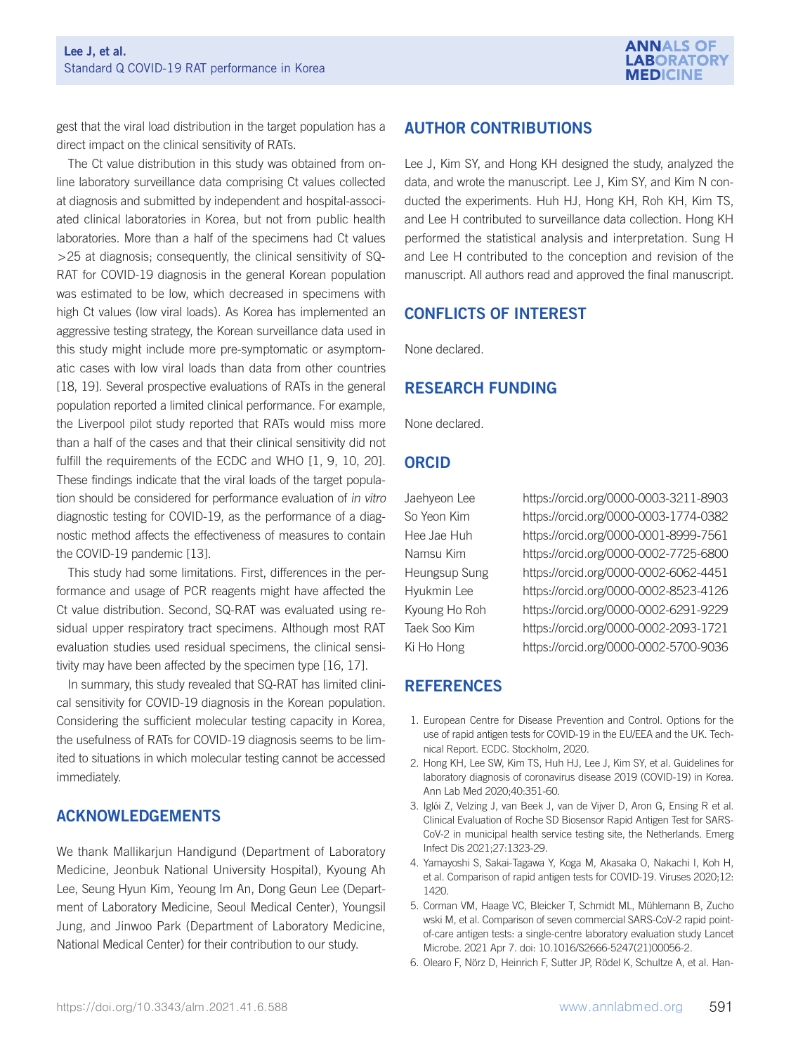gest that the viral load distribution in the target population has a direct impact on the clinical sensitivity of RATs.

The Ct value distribution in this study was obtained from online laboratory surveillance data comprising Ct values collected at diagnosis and submitted by independent and hospital-associated clinical laboratories in Korea, but not from public health laboratories. More than a half of the specimens had Ct values >25 at diagnosis; consequently, the clinical sensitivity of SQ-RAT for COVID-19 diagnosis in the general Korean population was estimated to be low, which decreased in specimens with high Ct values (low viral loads). As Korea has implemented an aggressive testing strategy, the Korean surveillance data used in this study might include more pre-symptomatic or asymptomatic cases with low viral loads than data from other countries [18, 19]. Several prospective evaluations of RATs in the general population reported a limited clinical performance. For example, the Liverpool pilot study reported that RATs would miss more than a half of the cases and that their clinical sensitivity did not fulfill the requirements of the ECDC and WHO [1, 9, 10, 20]. These findings indicate that the viral loads of the target population should be considered for performance evaluation of *in vitro* diagnostic testing for COVID-19, as the performance of a diagnostic method affects the effectiveness of measures to contain the COVID-19 pandemic [13].

This study had some limitations. First, differences in the performance and usage of PCR reagents might have affected the Ct value distribution. Second, SQ-RAT was evaluated using residual upper respiratory tract specimens. Although most RAT evaluation studies used residual specimens, the clinical sensitivity may have been affected by the specimen type [16, 17].

In summary, this study revealed that SQ-RAT has limited clinical sensitivity for COVID-19 diagnosis in the Korean population. Considering the sufficient molecular testing capacity in Korea, the usefulness of RATs for COVID-19 diagnosis seems to be limited to situations in which molecular testing cannot be accessed immediately.

## ACKNOWLEDGEMENTS

We thank Mallikarjun Handigund (Department of Laboratory Medicine, Jeonbuk National University Hospital), Kyoung Ah Lee, Seung Hyun Kim, Yeoung Im An, Dong Geun Lee (Department of Laboratory Medicine, Seoul Medical Center), Youngsil Jung, and Jinwoo Park (Department of Laboratory Medicine, National Medical Center) for their contribution to our study.

## AUTHOR CONTRIBUTIONS

Lee J, Kim SY, and Hong KH designed the study, analyzed the data, and wrote the manuscript. Lee J, Kim SY, and Kim N conducted the experiments. Huh HJ, Hong KH, Roh KH, Kim TS, and Lee H contributed to surveillance data collection. Hong KH performed the statistical analysis and interpretation. Sung H and Lee H contributed to the conception and revision of the manuscript. All authors read and approved the final manuscript.

## CONFLICTS OF INTEREST

None declared.

## RESEARCH FUNDING

None declared.

## ORCID

| | |
|---|---|
| Jaehyeon Lee | https://orcid.org/0000-0003-3211-8903 |
| So Yeon Kim | https://orcid.org/0000-0003-1774-0382 |
| Hee Jae Huh | https://orcid.org/0000-0001-8999-7561 |
| Namsu Kim | https://orcid.org/0000-0002-7725-6800 |
| Heungsup Sung | https://orcid.org/0000-0002-6062-4451 |
| Hyukmin Lee | https://orcid.org/0000-0002-8523-4126 |
| Kyoung Ho Roh | https://orcid.org/0000-0002-6291-9229 |
| Taek Soo Kim | https://orcid.org/0000-0002-2093-1721 |
| Ki Ho Hong | https://orcid.org/0000-0002-5700-9036 |

## REFERENCES

1. European Centre for Disease Prevention and Control. Options for the use of rapid antigen tests for COVID-19 in the EU/EEA and the UK. Technical Report. ECDC. Stockholm, 2020.
2. Hong KH, Lee SW, Kim TS, Huh HJ, Lee J, Kim SY, et al. Guidelines for laboratory diagnosis of coronavirus disease 2019 (COVID-19) in Korea. Ann Lab Med 2020;40:351-60.
3. Iglὁi Z, Velzing J, van Beek J, van de Vijver D, Aron G, Ensing R et al. Clinical Evaluation of Roche SD Biosensor Rapid Antigen Test for SARS-CoV-2 in municipal health service testing site, the Netherlands. Emerg Infect Dis 2021;27:1323-29.
4. Yamayoshi S, Sakai-Tagawa Y, Koga M, Akasaka O, Nakachi I, Koh H, et al. Comparison of rapid antigen tests for COVID-19. Viruses 2020;12:1420.
5. Corman VM, Haage VC, Bleicker T, Schmidt ML, Mühlemann B, Zuchowski M, et al. Comparison of seven commercial SARS-CoV-2 rapid point-of-care antigen tests: a single-centre laboratory evaluation study Lancet Microbe. 2021 Apr 7. doi: 10.1016/S2666-5247(21)00056-2.
6. Olearo F, Nörz D, Heinrich F, Sutter JP, Rödel K, Schultze A, et al. Han-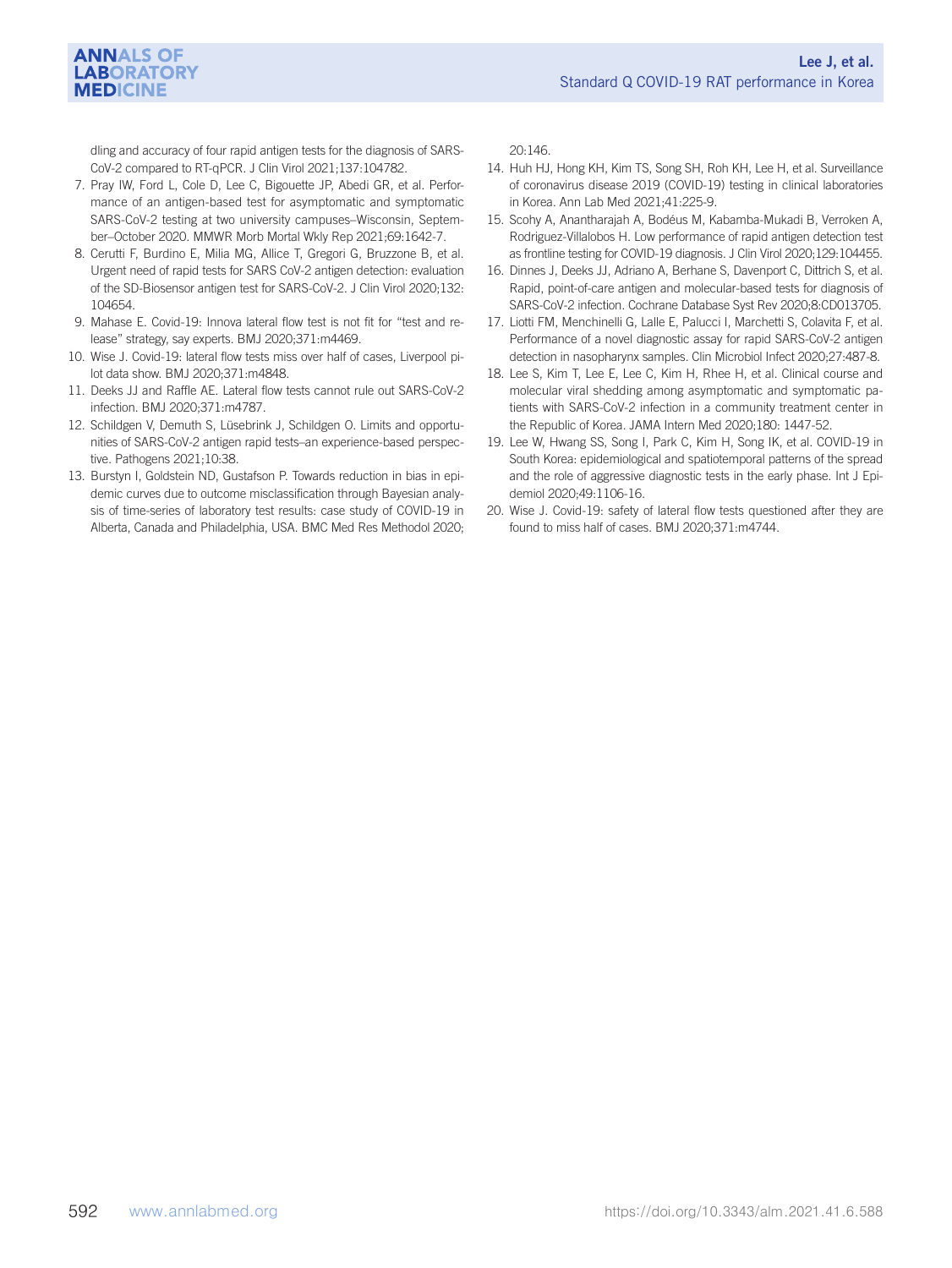dling and accuracy of four rapid antigen tests for the diagnosis of SARS-CoV-2 compared to RT-qPCR. J Clin Virol 2021;137:104782.

7. Pray IW, Ford L, Cole D, Lee C, Bigouette JP, Abedi GR, et al. Performance of an antigen-based test for asymptomatic and symptomatic SARS-CoV-2 testing at two university campuses–Wisconsin, September–October 2020. MMWR Morb Mortal Wkly Rep 2021;69:1642-7.
8. Cerutti F, Burdino E, Milia MG, Allice T, Gregori G, Bruzzone B, et al. Urgent need of rapid tests for SARS CoV-2 antigen detection: evaluation of the SD-Biosensor antigen test for SARS-CoV-2. J Clin Virol 2020;132:104654.
9. Mahase E. Covid-19: Innova lateral flow test is not fit for "test and release" strategy, say experts. BMJ 2020;371:m4469.
10. Wise J. Covid-19: lateral flow tests miss over half of cases, Liverpool pilot data show. BMJ 2020;371:m4848.
11. Deeks JJ and Raffle AE. Lateral flow tests cannot rule out SARS-CoV-2 infection. BMJ 2020;371:m4787.
12. Schildgen V, Demuth S, Lüsebrink J, Schildgen O. Limits and opportunities of SARS-CoV-2 antigen rapid tests–an experience-based perspective. Pathogens 2021;10:38.
13. Burstyn I, Goldstein ND, Gustafson P. Towards reduction in bias in epidemic curves due to outcome misclassification through Bayesian analysis of time-series of laboratory test results: case study of COVID-19 in Alberta, Canada and Philadelphia, USA. BMC Med Res Methodol 2020;20:146.
14. Huh HJ, Hong KH, Kim TS, Song SH, Roh KH, Lee H, et al. Surveillance of coronavirus disease 2019 (COVID-19) testing in clinical laboratories in Korea. Ann Lab Med 2021;41:225-9.
15. Scohy A, Anantharajah A, Bodéus M, Kabamba-Mukadi B, Verroken A, Rodriguez-Villalobos H. Low performance of rapid antigen detection test as frontline testing for COVID-19 diagnosis. J Clin Virol 2020;129:104455.
16. Dinnes J, Deeks JJ, Adriano A, Berhane S, Davenport C, Dittrich S, et al. Rapid, point-of-care antigen and molecular-based tests for diagnosis of SARS-CoV-2 infection. Cochrane Database Syst Rev 2020;8:CD013705.
17. Liotti FM, Menchinelli G, Lalle E, Palucci I, Marchetti S, Colavita F, et al. Performance of a novel diagnostic assay for rapid SARS-CoV-2 antigen detection in nasopharynx samples. Clin Microbiol Infect 2020;27:487-8.
18. Lee S, Kim T, Lee E, Lee C, Kim H, Rhee H, et al. Clinical course and molecular viral shedding among asymptomatic and symptomatic patients with SARS-CoV-2 infection in a community treatment center in the Republic of Korea. JAMA Intern Med 2020;180: 1447-52.
19. Lee W, Hwang SS, Song I, Park C, Kim H, Song IK, et al. COVID-19 in South Korea: epidemiological and spatiotemporal patterns of the spread and the role of aggressive diagnostic tests in the early phase. Int J Epidemiol 2020;49:1106-16.
20. Wise J. Covid-19: safety of lateral flow tests questioned after they are found to miss half of cases. BMJ 2020;371:m4744.